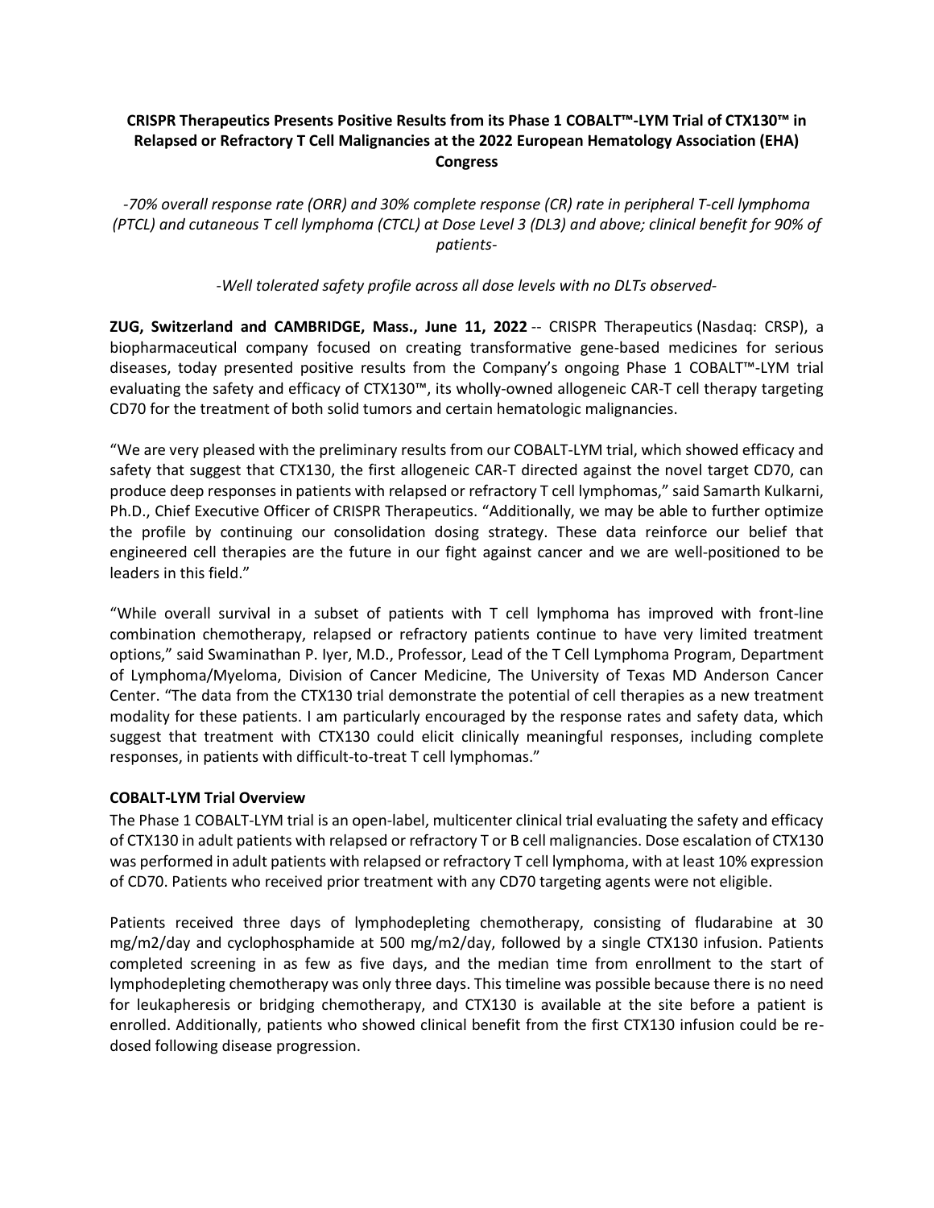# CRISPR Therapeutics Presents Positive Results from its Phase 1 COBALT™-LYM Trial of CTX130™ in Relapsed or Refractory T Cell Malignancies at the 2022 European Hematology Association (EHA) Congress

*-70% overall response rate (ORR) and 30% complete response (CR) rate in peripheral T-cell lymphoma (PTCL) and cutaneous T cell lymphoma (CTCL) at Dose Level 3 (DL3) and above; clinical benefit for 90% of patients-*

*-Well tolerated safety profile across all dose levels with no DLTs observed-*

**ZUG, Switzerland and CAMBRIDGE, Mass., June 11, 2022** -- CRISPR Therapeutics (Nasdaq: CRSP), a biopharmaceutical company focused on creating transformative gene-based medicines for serious diseases, today presented positive results from the Company's ongoing Phase 1 COBALT™-LYM trial evaluating the safety and efficacy of CTX130™, its wholly-owned allogeneic CAR-T cell therapy targeting CD70 for the treatment of both solid tumors and certain hematologic malignancies.

"We are very pleased with the preliminary results from our COBALT-LYM trial, which showed efficacy and safety that suggest that CTX130, the first allogeneic CAR-T directed against the novel target CD70, can produce deep responses in patients with relapsed or refractory T cell lymphomas," said Samarth Kulkarni, Ph.D., Chief Executive Officer of CRISPR Therapeutics. "Additionally, we may be able to further optimize the profile by continuing our consolidation dosing strategy. These data reinforce our belief that engineered cell therapies are the future in our fight against cancer and we are well-positioned to be leaders in this field."

"While overall survival in a subset of patients with T cell lymphoma has improved with front-line combination chemotherapy, relapsed or refractory patients continue to have very limited treatment options," said Swaminathan P. Iyer, M.D., Professor, Lead of the T Cell Lymphoma Program, Department of Lymphoma/Myeloma, Division of Cancer Medicine, The University of Texas MD Anderson Cancer Center. "The data from the CTX130 trial demonstrate the potential of cell therapies as a new treatment modality for these patients. I am particularly encouraged by the response rates and safety data, which suggest that treatment with CTX130 could elicit clinically meaningful responses, including complete responses, in patients with difficult-to-treat T cell lymphomas."

## COBALT-LYM Trial Overview

The Phase 1 COBALT-LYM trial is an open-label, multicenter clinical trial evaluating the safety and efficacy of CTX130 in adult patients with relapsed or refractory T or B cell malignancies. Dose escalation of CTX130 was performed in adult patients with relapsed or refractory T cell lymphoma, with at least 10% expression of CD70. Patients who received prior treatment with any CD70 targeting agents were not eligible.

Patients received three days of lymphodepleting chemotherapy, consisting of fludarabine at 30 mg/m2/day and cyclophosphamide at 500 mg/m2/day, followed by a single CTX130 infusion. Patients completed screening in as few as five days, and the median time from enrollment to the start of lymphodepleting chemotherapy was only three days. This timeline was possible because there is no need for leukapheresis or bridging chemotherapy, and CTX130 is available at the site before a patient is enrolled. Additionally, patients who showed clinical benefit from the first CTX130 infusion could be re-dosed following disease progression.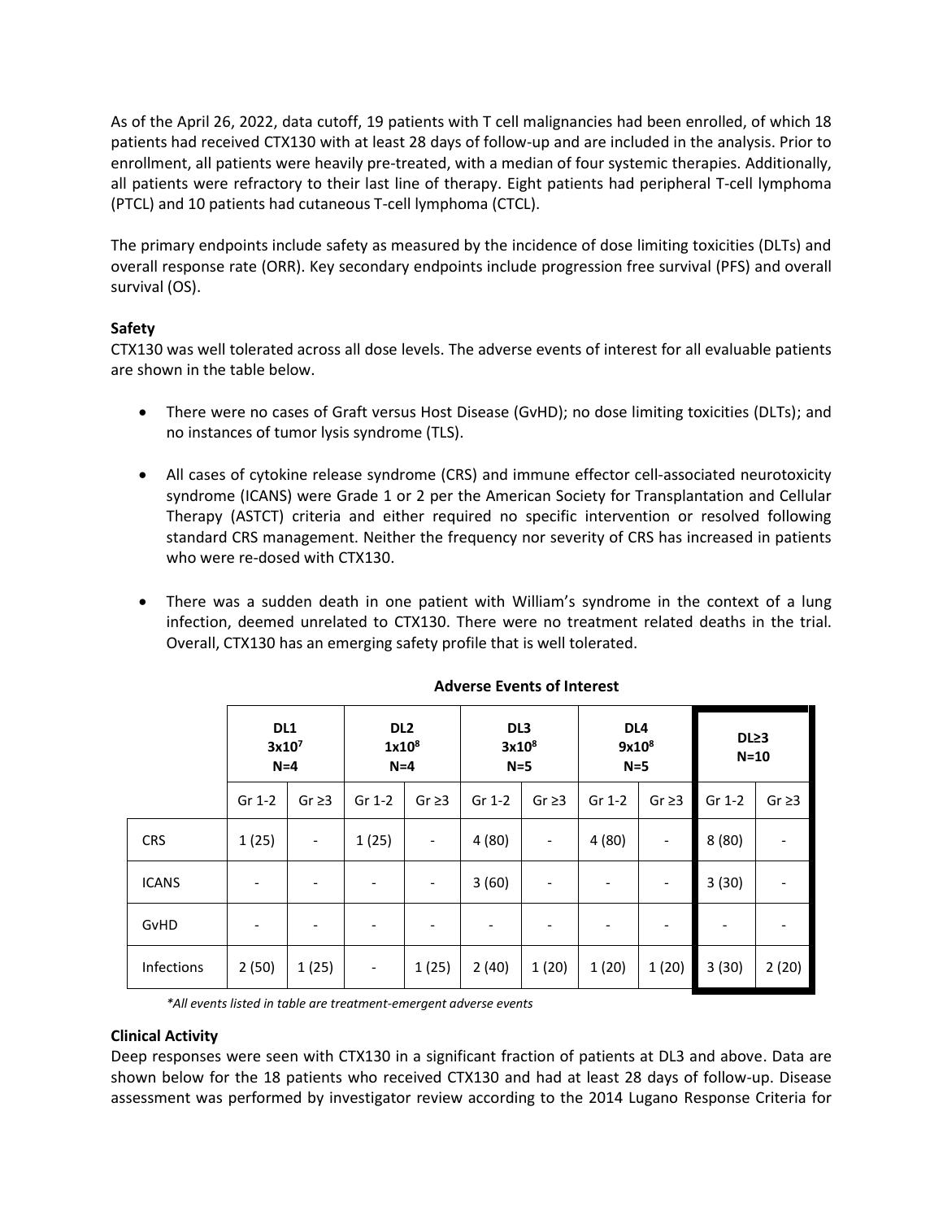As of the April 26, 2022, data cutoff, 19 patients with T cell malignancies had been enrolled, of which 18 patients had received CTX130 with at least 28 days of follow-up and are included in the analysis. Prior to enrollment, all patients were heavily pre-treated, with a median of four systemic therapies. Additionally, all patients were refractory to their last line of therapy. Eight patients had peripheral T-cell lymphoma (PTCL) and 10 patients had cutaneous T-cell lymphoma (CTCL).

The primary endpoints include safety as measured by the incidence of dose limiting toxicities (DLTs) and overall response rate (ORR). Key secondary endpoints include progression free survival (PFS) and overall survival (OS).

**Safety**

CTX130 was well tolerated across all dose levels. The adverse events of interest for all evaluable patients are shown in the table below.

- There were no cases of Graft versus Host Disease (GvHD); no dose limiting toxicities (DLTs); and no instances of tumor lysis syndrome (TLS).
- All cases of cytokine release syndrome (CRS) and immune effector cell-associated neurotoxicity syndrome (ICANS) were Grade 1 or 2 per the American Society for Transplantation and Cellular Therapy (ASTCT) criteria and either required no specific intervention or resolved following standard CRS management. Neither the frequency nor severity of CRS has increased in patients who were re-dosed with CTX130.
- There was a sudden death in one patient with William's syndrome in the context of a lung infection, deemed unrelated to CTX130. There were no treatment related deaths in the trial. Overall, CTX130 has an emerging safety profile that is well tolerated.

**Adverse Events of Interest**

| | DL1 $3x10^7$ N=4 | | DL2 $1x10^8$ N=4 | | DL3 $3x10^8$ N=5 | | DL4 $9x10^8$ N=5 | | DL≥3 N=10 | |
|---|---|---|---|---|---|---|---|---|---|---|
| | Gr 1-2 | Gr ≥3 | Gr 1-2 | Gr ≥3 | Gr 1-2 | Gr ≥3 | Gr 1-2 | Gr ≥3 | Gr 1-2 | Gr ≥3 |
| CRS | 1 (25) | - | 1 (25) | - | 4 (80) | - | 4 (80) | - | 8 (80) | - |
| ICANS | - | - | - | - | 3 (60) | - | - | - | 3 (30) | - |
| GvHD | - | - | - | - | - | - | - | - | - | - |
| Infections | 2 (50) | 1 (25) | - | 1 (25) | 2 (40) | 1 (20) | 1 (20) | 1 (20) | 3 (30) | 2 (20) |

*\*All events listed in table are treatment-emergent adverse events*

**Clinical Activity**

Deep responses were seen with CTX130 in a significant fraction of patients at DL3 and above. Data are shown below for the 18 patients who received CTX130 and had at least 28 days of follow-up. Disease assessment was performed by investigator review according to the 2014 Lugano Response Criteria for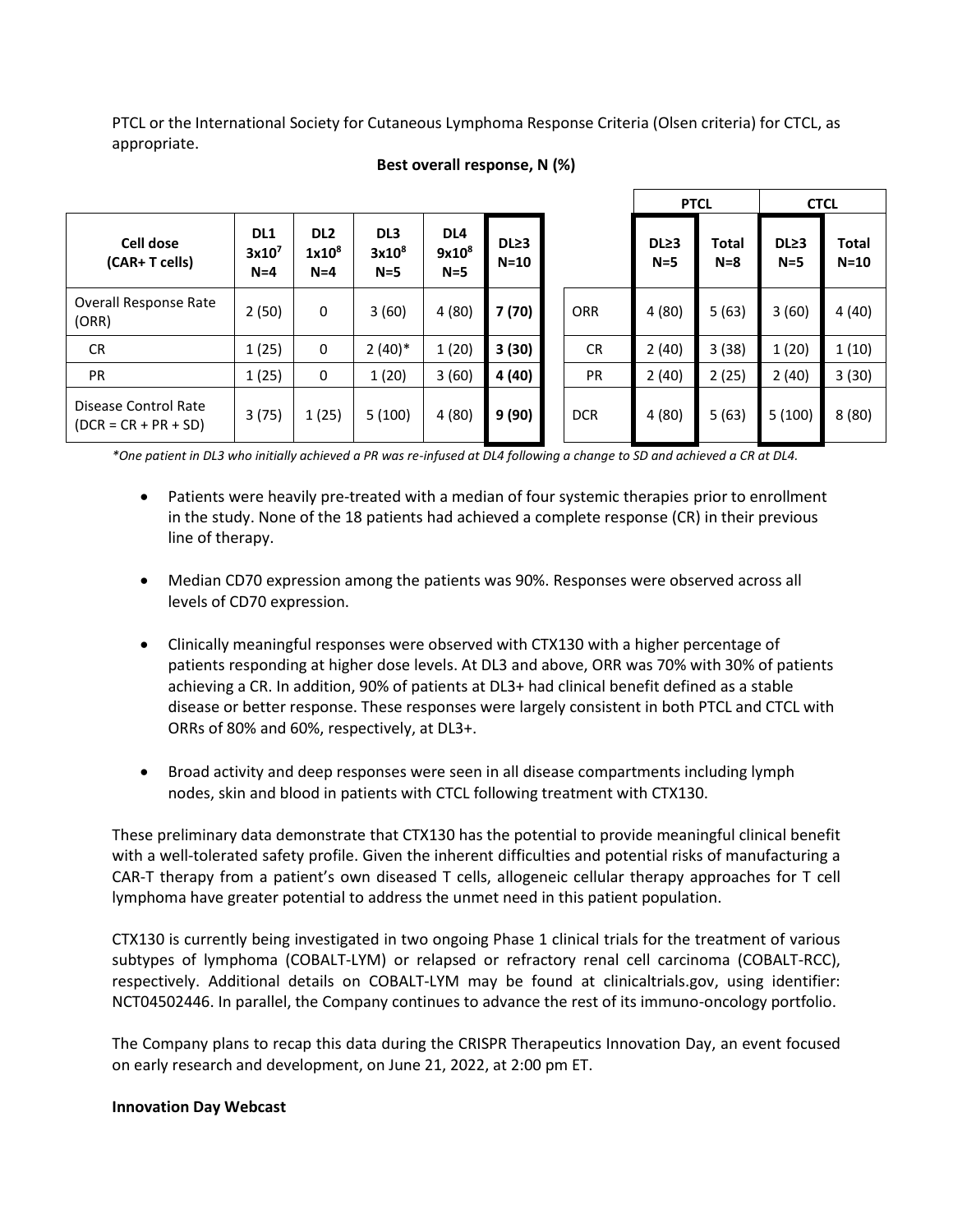PTCL or the International Society for Cutaneous Lymphoma Response Criteria (Olsen criteria) for CTCL, as appropriate.

**Best overall response, N (%)**

| Cell dose (CAR+ T cells) | DL1 $3x10^7$ N=4 | DL2 $1x10^8$ N=4 | DL3 $3x10^8$ N=5 | DL4 $9x10^8$ N=5 | DL≥3 N=10 |
|---|---|---|---|---|---|
| Overall Response Rate (ORR) | 2 (50) | 0 | 3 (60) | 4 (80) | **7 (70)** |
| CR | 1 (25) | 0 | 2 (40)* | 1 (20) | **3 (30)** |
| PR | 1 (25) | 0 | 1 (20) | 3 (60) | **4 (40)** |
| Disease Control Rate (DCR = CR + PR + SD) | 3 (75) | 1 (25) | 5 (100) | 4 (80) | **9 (90)** |

| | PTCL | | CTCL | |
|---|---|---|---|---|
| | **DL≥3 N=5** | **Total N=8** | **DL≥3 N=5** | **Total N=10** |
| ORR | 4 (80) | 5 (63) | 3 (60) | 4 (40) |
| CR | 2 (40) | 3 (38) | 1 (20) | 1 (10) |
| PR | 2 (40) | 2 (25) | 2 (40) | 3 (30) |
| DCR | 4 (80) | 5 (63) | 5 (100) | 8 (80) |

*\*One patient in DL3 who initially achieved a PR was re-infused at DL4 following a change to SD and achieved a CR at DL4.*

- Patients were heavily pre-treated with a median of four systemic therapies prior to enrollment in the study. None of the 18 patients had achieved a complete response (CR) in their previous line of therapy.
- Median CD70 expression among the patients was 90%. Responses were observed across all levels of CD70 expression.
- Clinically meaningful responses were observed with CTX130 with a higher percentage of patients responding at higher dose levels. At DL3 and above, ORR was 70% with 30% of patients achieving a CR. In addition, 90% of patients at DL3+ had clinical benefit defined as a stable disease or better response. These responses were largely consistent in both PTCL and CTCL with ORRs of 80% and 60%, respectively, at DL3+.
- Broad activity and deep responses were seen in all disease compartments including lymph nodes, skin and blood in patients with CTCL following treatment with CTX130.

These preliminary data demonstrate that CTX130 has the potential to provide meaningful clinical benefit with a well-tolerated safety profile. Given the inherent difficulties and potential risks of manufacturing a CAR-T therapy from a patient's own diseased T cells, allogeneic cellular therapy approaches for T cell lymphoma have greater potential to address the unmet need in this patient population.

CTX130 is currently being investigated in two ongoing Phase 1 clinical trials for the treatment of various subtypes of lymphoma (COBALT-LYM) or relapsed or refractory renal cell carcinoma (COBALT-RCC), respectively. Additional details on COBALT-LYM may be found at clinicaltrials.gov, using identifier: NCT04502446. In parallel, the Company continues to advance the rest of its immuno-oncology portfolio.

The Company plans to recap this data during the CRISPR Therapeutics Innovation Day, an event focused on early research and development, on June 21, 2022, at 2:00 pm ET.

**Innovation Day Webcast**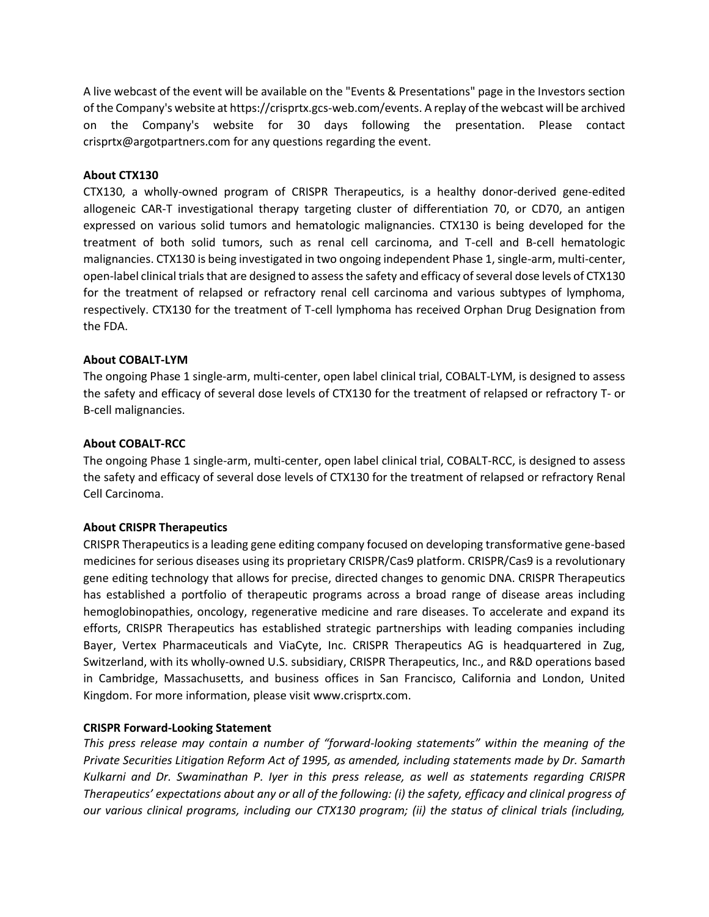A live webcast of the event will be available on the "Events & Presentations" page in the Investors section of the Company's website at https://crisprtx.gcs-web.com/events. A replay of the webcast will be archived on the Company's website for 30 days following the presentation. Please contact crisprtx@argotpartners.com for any questions regarding the event.

**About CTX130**

CTX130, a wholly-owned program of CRISPR Therapeutics, is a healthy donor-derived gene-edited allogeneic CAR-T investigational therapy targeting cluster of differentiation 70, or CD70, an antigen expressed on various solid tumors and hematologic malignancies. CTX130 is being developed for the treatment of both solid tumors, such as renal cell carcinoma, and T-cell and B-cell hematologic malignancies. CTX130 is being investigated in two ongoing independent Phase 1, single-arm, multi-center, open-label clinical trials that are designed to assess the safety and efficacy of several dose levels of CTX130 for the treatment of relapsed or refractory renal cell carcinoma and various subtypes of lymphoma, respectively. CTX130 for the treatment of T-cell lymphoma has received Orphan Drug Designation from the FDA.

**About COBALT-LYM**

The ongoing Phase 1 single-arm, multi-center, open label clinical trial, COBALT-LYM, is designed to assess the safety and efficacy of several dose levels of CTX130 for the treatment of relapsed or refractory T- or B-cell malignancies.

**About COBALT-RCC**

The ongoing Phase 1 single-arm, multi-center, open label clinical trial, COBALT-RCC, is designed to assess the safety and efficacy of several dose levels of CTX130 for the treatment of relapsed or refractory Renal Cell Carcinoma.

**About CRISPR Therapeutics**

CRISPR Therapeutics is a leading gene editing company focused on developing transformative gene-based medicines for serious diseases using its proprietary CRISPR/Cas9 platform. CRISPR/Cas9 is a revolutionary gene editing technology that allows for precise, directed changes to genomic DNA. CRISPR Therapeutics has established a portfolio of therapeutic programs across a broad range of disease areas including hemoglobinopathies, oncology, regenerative medicine and rare diseases. To accelerate and expand its efforts, CRISPR Therapeutics has established strategic partnerships with leading companies including Bayer, Vertex Pharmaceuticals and ViaCyte, Inc. CRISPR Therapeutics AG is headquartered in Zug, Switzerland, with its wholly-owned U.S. subsidiary, CRISPR Therapeutics, Inc., and R&D operations based in Cambridge, Massachusetts, and business offices in San Francisco, California and London, United Kingdom. For more information, please visit www.crisprtx.com.

**CRISPR Forward-Looking Statement**

*This press release may contain a number of "forward-looking statements" within the meaning of the Private Securities Litigation Reform Act of 1995, as amended, including statements made by Dr. Samarth Kulkarni and Dr. Swaminathan P. Iyer in this press release, as well as statements regarding CRISPR Therapeutics' expectations about any or all of the following: (i) the safety, efficacy and clinical progress of our various clinical programs, including our CTX130 program; (ii) the status of clinical trials (including,*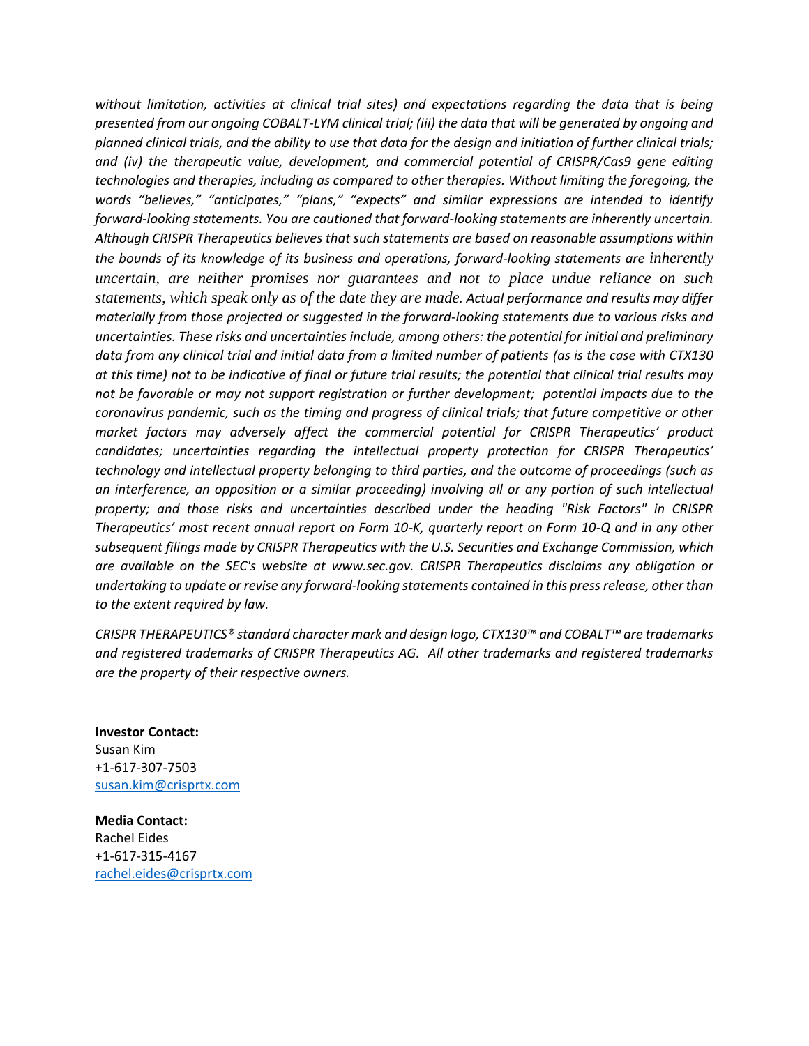*without limitation, activities at clinical trial sites) and expectations regarding the data that is being presented from our ongoing COBALT-LYM clinical trial; (iii) the data that will be generated by ongoing and planned clinical trials, and the ability to use that data for the design and initiation of further clinical trials; and (iv) the therapeutic value, development, and commercial potential of CRISPR/Cas9 gene editing technologies and therapies, including as compared to other therapies. Without limiting the foregoing, the words "believes," "anticipates," "plans," "expects" and similar expressions are intended to identify forward-looking statements. You are cautioned that forward-looking statements are inherently uncertain. Although CRISPR Therapeutics believes that such statements are based on reasonable assumptions within the bounds of its knowledge of its business and operations, forward-looking statements are inherently uncertain, are neither promises nor guarantees and not to place undue reliance on such statements, which speak only as of the date they are made. Actual performance and results may differ materially from those projected or suggested in the forward-looking statements due to various risks and uncertainties. These risks and uncertainties include, among others: the potential for initial and preliminary data from any clinical trial and initial data from a limited number of patients (as is the case with CTX130 at this time) not to be indicative of final or future trial results; the potential that clinical trial results may not be favorable or may not support registration or further development; potential impacts due to the coronavirus pandemic, such as the timing and progress of clinical trials; that future competitive or other market factors may adversely affect the commercial potential for CRISPR Therapeutics' product candidates; uncertainties regarding the intellectual property protection for CRISPR Therapeutics' technology and intellectual property belonging to third parties, and the outcome of proceedings (such as an interference, an opposition or a similar proceeding) involving all or any portion of such intellectual property; and those risks and uncertainties described under the heading "Risk Factors" in CRISPR Therapeutics' most recent annual report on Form 10-K, quarterly report on Form 10-Q and in any other subsequent filings made by CRISPR Therapeutics with the U.S. Securities and Exchange Commission, which are available on the SEC's website at [www.sec.gov](http://www.sec.gov). CRISPR Therapeutics disclaims any obligation or undertaking to update or revise any forward-looking statements contained in this press release, other than to the extent required by law.*

*CRISPR THERAPEUTICS® standard character mark and design logo, CTX130™ and COBALT™ are trademarks and registered trademarks of CRISPR Therapeutics AG. All other trademarks and registered trademarks are the property of their respective owners.*

**Investor Contact:**
Susan Kim
+1-617-307-7503
[susan.kim@crisprtx.com](mailto:susan.kim@crisprtx.com)

**Media Contact:**
Rachel Eides
+1-617-315-4167
[rachel.eides@crisprtx.com](mailto:rachel.eides@crisprtx.com)